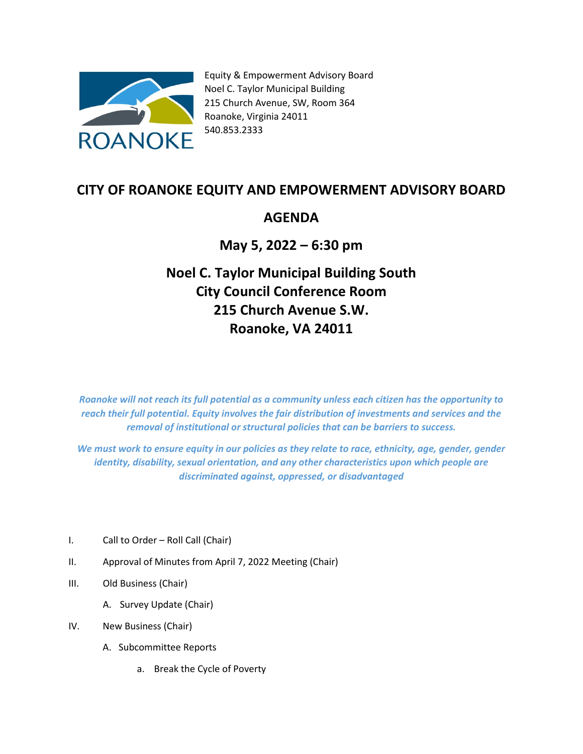Equity & Empowerment Advisory Board
Noel C. Taylor Municipal Building
215 Church Avenue, SW, Room 364
Roanoke, Virginia 24011
540.853.2333

# CITY OF ROANOKE EQUITY AND EMPOWERMENT ADVISORY BOARD

## AGENDA

## May 5, 2022 – 6:30 pm

## Noel C. Taylor Municipal Building South
## City Council Conference Room
## 215 Church Avenue S.W.
## Roanoke, VA 24011

***Roanoke will not reach its full potential as a community unless each citizen has the opportunity to reach their full potential. Equity involves the fair distribution of investments and services and the removal of institutional or structural policies that can be barriers to success.***

***We must work to ensure equity in our policies as they relate to race, ethnicity, age, gender, gender identity, disability, sexual orientation, and any other characteristics upon which people are discriminated against, oppressed, or disadvantaged***

I. Call to Order – Roll Call (Chair)

II. Approval of Minutes from April 7, 2022 Meeting (Chair)

III. Old Business (Chair)

   A. Survey Update (Chair)

IV. New Business (Chair)

   A. Subcommittee Reports

      a. Break the Cycle of Poverty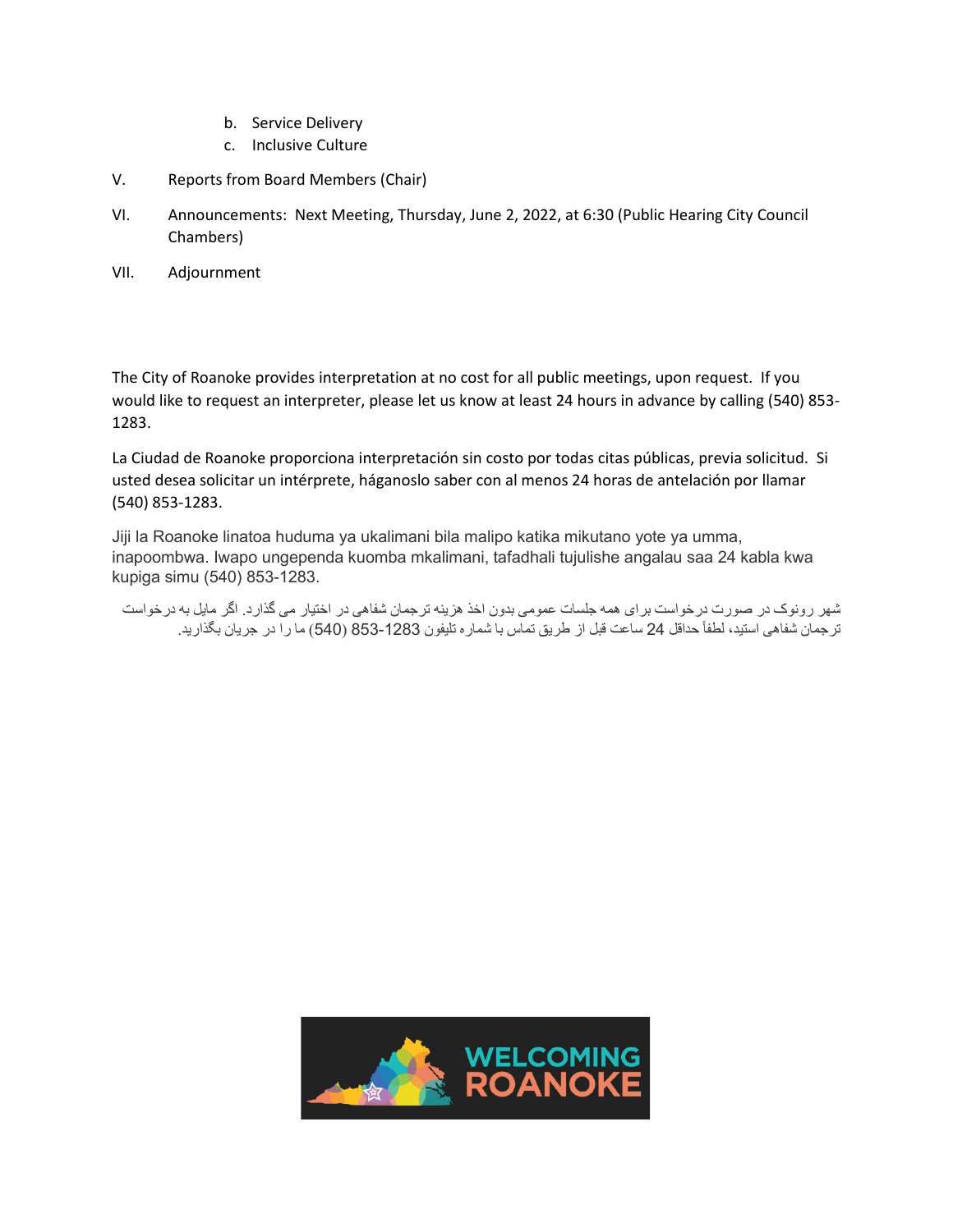b. Service Delivery
c. Inclusive Culture

V. Reports from Board Members (Chair)

VI. Announcements: Next Meeting, Thursday, June 2, 2022, at 6:30 (Public Hearing City Council Chambers)

VII. Adjournment

The City of Roanoke provides interpretation at no cost for all public meetings, upon request. If you would like to request an interpreter, please let us know at least 24 hours in advance by calling (540) 853-1283.

La Ciudad de Roanoke proporciona interpretación sin costo por todas citas públicas, previa solicitud. Si usted desea solicitar un intérprete, háganoslo saber con al menos 24 horas de antelación por llamar (540) 853-1283.

Jiji la Roanoke linatoa huduma ya ukalimani bila malipo katika mikutano yote ya umma, inapoombwa. Iwapo ungependa kuomba mkalimani, tafadhali tujulishe angalau saa 24 kabla kwa kupiga simu (540) 853-1283.

شهر رونوک در صورت درخواست برای همه جلسات عمومی بدون اخذ هزینه ترجمان شفاهی در اختیار می گذارد. اگر مایل به درخواست ترجمان شفاهی استید، لطفاً حداقل 24 ساعت قبل از طریق تماس با شماره تلیفون 1283-853 (540) ما را در جریان بگذارید.

WELCOMING ROANOKE